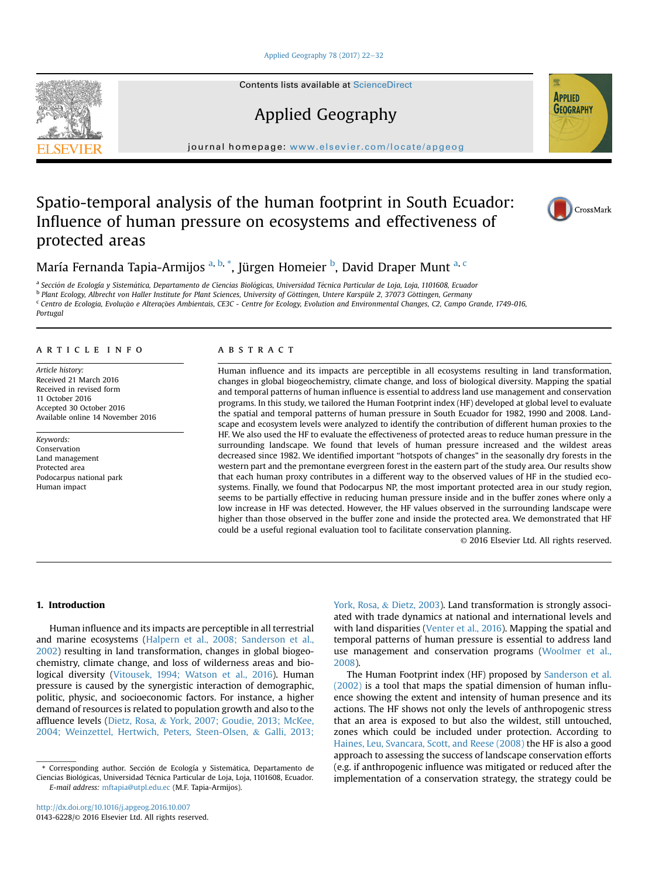# Spatio-temporal analysis of the human footprint in South Ecuador: Influence of human pressure on ecosystems and effectiveness of protected areas

María Fernanda Tapia-Armijos [a, b, *], Jürgen Homeier [b], David Draper Munt [a, c]

[a] *Sección de Ecología y Sistemática, Departamento de Ciencias Biológicas, Universidad Técnica Particular de Loja, Loja, 1101608, Ecuador*
[b] *Plant Ecology, Albrecht von Haller Institute for Plant Sciences, University of Göttingen, Untere Karspüle 2, 37073 Göttingen, Germany*
[c] *Centro de Ecologia, Evolução e Alterações Ambientais, CE3C - Centre for Ecology, Evolution and Environmental Changes, C2, Campo Grande, 1749-016, Portugal*

## ARTICLE INFO

*Article history:*
Received 21 March 2016
Received in revised form
11 October 2016
Accepted 30 October 2016
Available online 14 November 2016

*Keywords:*
Conservation
Land management
Protected area
Podocarpus national park
Human impact

## ABSTRACT

Human influence and its impacts are perceptible in all ecosystems resulting in land transformation, changes in global biogeochemistry, climate change, and loss of biological diversity. Mapping the spatial and temporal patterns of human influence is essential to address land use management and conservation programs. In this study, we tailored the Human Footprint index (HF) developed at global level to evaluate the spatial and temporal patterns of human pressure in South Ecuador for 1982, 1990 and 2008. Landscape and ecosystem levels were analyzed to identify the contribution of different human proxies to the HF. We also used the HF to evaluate the effectiveness of protected areas to reduce human pressure in the surrounding landscape. We found that levels of human pressure increased and the wildest areas decreased since 1982. We identified important "hotspots of changes" in the seasonally dry forests in the western part and the premontane evergreen forest in the eastern part of the study area. Our results show that each human proxy contributes in a different way to the observed values of HF in the studied ecosystems. Finally, we found that Podocarpus NP, the most important protected area in our study region, seems to be partially effective in reducing human pressure inside and in the buffer zones where only a low increase in HF was detected. However, the HF values observed in the surrounding landscape were higher than those observed in the buffer zone and inside the protected area. We demonstrated that HF could be a useful regional evaluation tool to facilitate conservation planning.

© 2016 Elsevier Ltd. All rights reserved.

## 1. Introduction

Human influence and its impacts are perceptible in all terrestrial and marine ecosystems (Halpern et al., 2008; Sanderson et al., 2002) resulting in land transformation, changes in global biogeochemistry, climate change, and loss of wilderness areas and biological diversity (Vitousek, 1994; Watson et al., 2016). Human pressure is caused by the synergistic interaction of demographic, politic, physic, and socioeconomic factors. For instance, a higher demand of resources is related to population growth and also to the affluence levels (Dietz, Rosa, & York, 2007; Goudie, 2013; McKee, 2004; Weinzettel, Hertwich, Peters, Steen-Olsen, & Galli, 2013; York, Rosa, & Dietz, 2003). Land transformation is strongly associated with trade dynamics at national and international levels and with land disparities (Venter et al., 2016). Mapping the spatial and temporal patterns of human pressure is essential to address land use management and conservation programs (Woolmer et al., 2008).

The Human Footprint index (HF) proposed by Sanderson et al. (2002) is a tool that maps the spatial dimension of human influence showing the extent and intensity of human presence and its actions. The HF shows not only the levels of anthropogenic stress that an area is exposed to but also the wildest, still untouched, zones which could be included under protection. According to Haines, Leu, Svancara, Scott, and Reese (2008) the HF is also a good approach to assessing the success of landscape conservation efforts (e.g. if anthropogenic influence was mitigated or reduced after the implementation of a conservation strategy, the strategy could be

\* Corresponding author. Sección de Ecología y Sistemática, Departamento de Ciencias Biológicas, Universidad Técnica Particular de Loja, Loja, 1101608, Ecuador.
*E-mail address:* mftapia@utpl.edu.ec (M.F. Tapia-Armijos).

http://dx.doi.org/10.1016/j.apgeog.2016.10.007
0143-6228/© 2016 Elsevier Ltd. All rights reserved.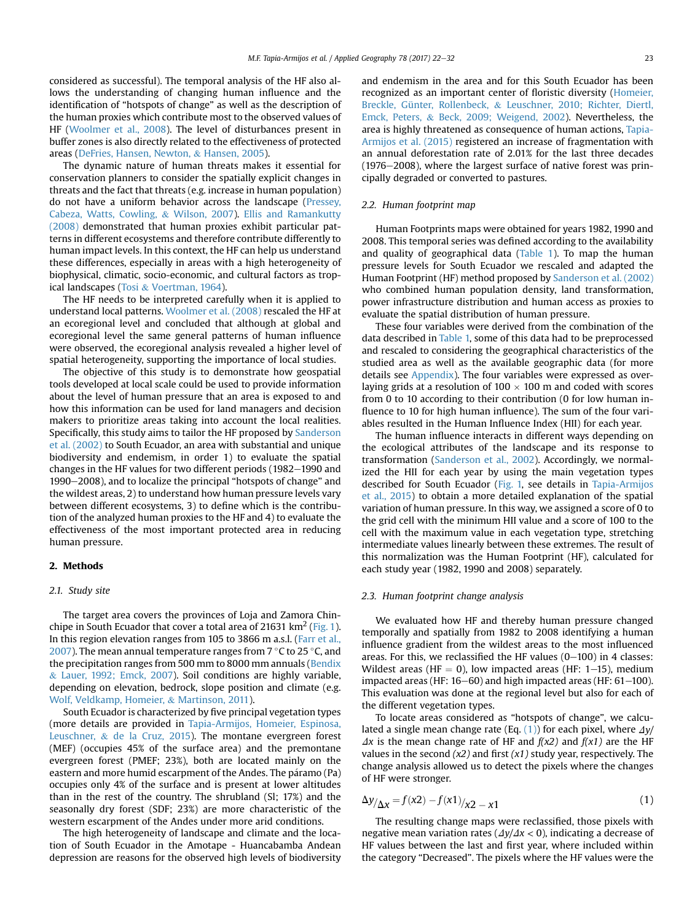considered as successful). The temporal analysis of the HF also allows the understanding of changing human influence and the identification of "hotspots of change" as well as the description of the human proxies which contribute most to the observed values of HF (Woolmer et al., 2008). The level of disturbances present in buffer zones is also directly related to the effectiveness of protected areas (DeFries, Hansen, Newton, & Hansen, 2005).

The dynamic nature of human threats makes it essential for conservation planners to consider the spatially explicit changes in threats and the fact that threats (e.g. increase in human population) do not have a uniform behavior across the landscape (Pressey, Cabeza, Watts, Cowling, & Wilson, 2007). Ellis and Ramankutty (2008) demonstrated that human proxies exhibit particular patterns in different ecosystems and therefore contribute differently to human impact levels. In this context, the HF can help us understand these differences, especially in areas with a high heterogeneity of biophysical, climatic, socio-economic, and cultural factors as tropical landscapes (Tosi & Voertman, 1964).

The HF needs to be interpreted carefully when it is applied to understand local patterns. Woolmer et al. (2008) rescaled the HF at an ecoregional level and concluded that although at global and ecoregional level the same general patterns of human influence were observed, the ecoregional analysis revealed a higher level of spatial heterogeneity, supporting the importance of local studies.

The objective of this study is to demonstrate how geospatial tools developed at local scale could be used to provide information about the level of human pressure that an area is exposed to and how this information can be used for land managers and decision makers to prioritize areas taking into account the local realities. Specifically, this study aims to tailor the HF proposed by Sanderson et al. (2002) to South Ecuador, an area with substantial and unique biodiversity and endemism, in order 1) to evaluate the spatial changes in the HF values for two different periods (1982–1990 and 1990–2008), and to localize the principal "hotspots of change" and the wildest areas, 2) to understand how human pressure levels vary between different ecosystems, 3) to define which is the contribution of the analyzed human proxies to the HF and 4) to evaluate the effectiveness of the most important protected area in reducing human pressure.

## 2. Methods

### 2.1. Study site

The target area covers the provinces of Loja and Zamora Chinchipe in South Ecuador that cover a total area of 21631 km$^2$ (Fig. 1). In this region elevation ranges from 105 to 3866 m a.s.l. (Farr et al., 2007). The mean annual temperature ranges from 7 °C to 25 °C, and the precipitation ranges from 500 mm to 8000 mm annuals (Bendix & Lauer, 1992; Emck, 2007). Soil conditions are highly variable, depending on elevation, bedrock, slope position and climate (e.g. Wolf, Veldkamp, Homeier, & Martinson, 2011).

South Ecuador is characterized by five principal vegetation types (more details are provided in Tapia-Armijos, Homeier, Espinosa, Leuschner, & de la Cruz, 2015). The montane evergreen forest (MEF) (occupies 45% of the surface area) and the premontane evergreen forest (PMEF; 23%), both are located mainly on the eastern and more humid escarpment of the Andes. The páramo (Pa) occupies only 4% of the surface and is present at lower altitudes than in the rest of the country. The shrubland (Sl; 17%) and the seasonally dry forest (SDF; 23%) are more characteristic of the western escarpment of the Andes under more arid conditions.

The high heterogeneity of landscape and climate and the location of South Ecuador in the Amotape - Huancabamba Andean depression are reasons for the observed high levels of biodiversity and endemism in the area and for this South Ecuador has been recognized as an important center of floristic diversity (Homeier, Breckle, Günter, Rollenbeck, & Leuschner, 2010; Richter, Diertl, Emck, Peters, & Beck, 2009; Weigend, 2002). Nevertheless, the area is highly threatened as consequence of human actions, Tapia-Armijos et al. (2015) registered an increase of fragmentation with an annual deforestation rate of 2.01% for the last three decades (1976–2008), where the largest surface of native forest was principally degraded or converted to pastures.

### 2.2. Human footprint map

Human Footprints maps were obtained for years 1982, 1990 and 2008. This temporal series was defined according to the availability and quality of geographical data (Table 1). To map the human pressure levels for South Ecuador we rescaled and adapted the Human Footprint (HF) method proposed by Sanderson et al. (2002) who combined human population density, land transformation, power infrastructure distribution and human access as proxies to evaluate the spatial distribution of human pressure.

These four variables were derived from the combination of the data described in Table 1, some of this data had to be preprocessed and rescaled to considering the geographical characteristics of the studied area as well as the available geographic data (for more details see Appendix). The four variables were expressed as overlaying grids at a resolution of 100 × 100 m and coded with scores from 0 to 10 according to their contribution (0 for low human influence to 10 for high human influence). The sum of the four variables resulted in the Human Influence Index (HII) for each year.

The human influence interacts in different ways depending on the ecological attributes of the landscape and its response to transformation (Sanderson et al., 2002). Accordingly, we normalized the HII for each year by using the main vegetation types described for South Ecuador (Fig. 1, see details in Tapia-Armijos et al., 2015) to obtain a more detailed explanation of the spatial variation of human pressure. In this way, we assigned a score of 0 to the grid cell with the minimum HII value and a score of 100 to the cell with the maximum value in each vegetation type, stretching intermediate values linearly between these extremes. The result of this normalization was the Human Footprint (HF), calculated for each study year (1982, 1990 and 2008) separately.

### 2.3. Human footprint change analysis

We evaluated how HF and thereby human pressure changed temporally and spatially from 1982 to 2008 identifying a human influence gradient from the wildest areas to the most influenced areas. For this, we reclassified the HF values (0–100) in 4 classes: Wildest areas (HF = 0), low impacted areas (HF: 1–15), medium impacted areas (HF: 16–60) and high impacted areas (HF: 61–100). This evaluation was done at the regional level but also for each of the different vegetation types.

To locate areas considered as "hotspots of change", we calculated a single mean change rate (Eq. (1)) for each pixel, where $\Delta y/\Delta x$ is the mean change rate of HF and $f(x2)$ and $f(x1)$ are the HF values in the second $(x2)$ and first $(x1)$ study year, respectively. The change analysis allowed us to detect the pixels where the changes of HF were stronger.

$$\Delta y/_{\Delta x} = f(x2) - f(x1)/_{x2 - x1} \tag{1}$$

The resulting change maps were reclassified, those pixels with negative mean variation rates ($\Delta y/\Delta x < 0$), indicating a decrease of HF values between the last and first year, where included within the category "Decreased". The pixels where the HF values were the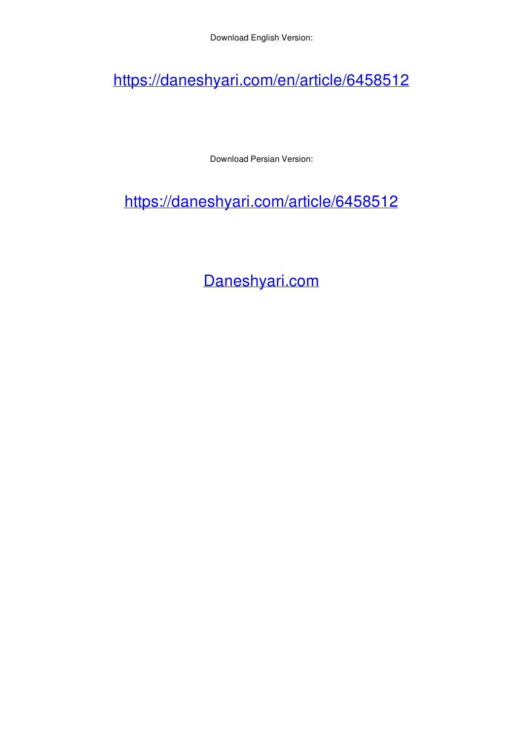Download English Version:

https://daneshyari.com/en/article/6458512

Download Persian Version:

https://daneshyari.com/article/6458512

Daneshyari.com